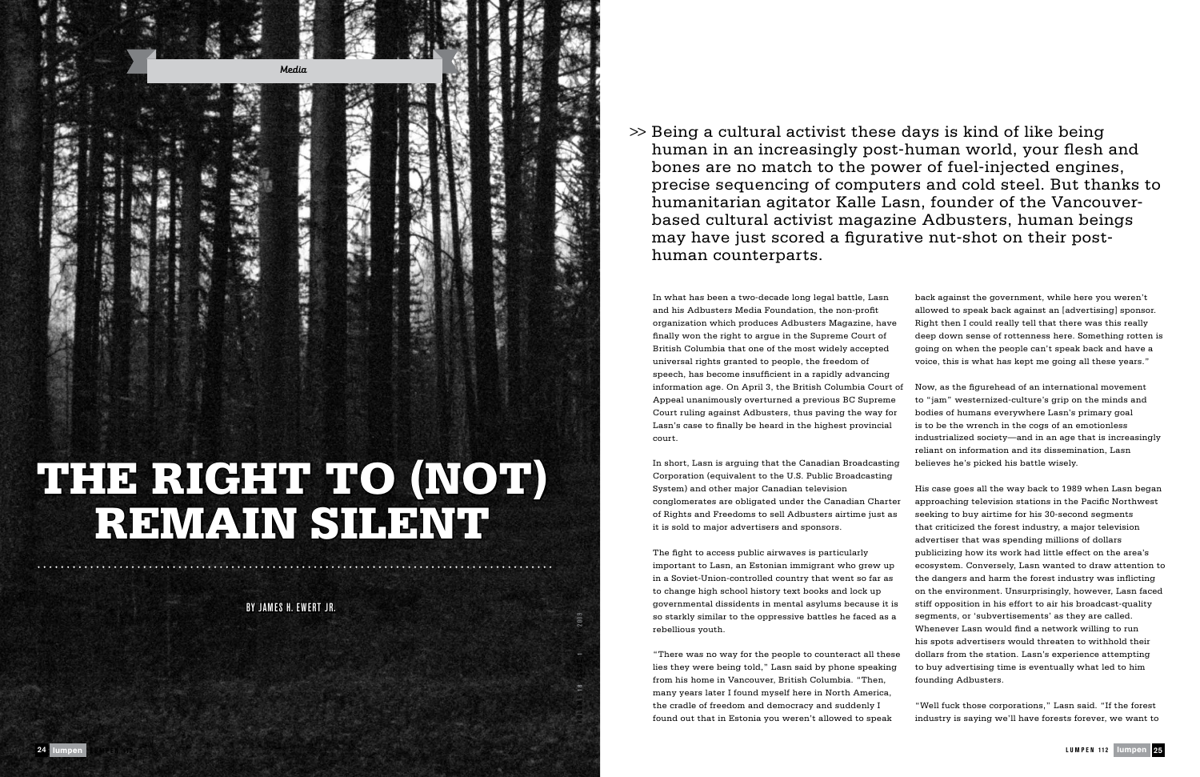*Media*

# THE RIGHT TO (NOT) REMAIN SILENT

BY JAMES H. EWERT JR.

>> Being a cultural activist these days is kind of like being human in an increasingly post-human world, your flesh and bones are no match to the power of fuel-injected engines, precise sequencing of computers and cold steel. But thanks to humanitarian agitator Kalle Lasn, founder of the Vancouver-based cultural activist magazine Adbusters, human beings may have just scored a figurative nut-shot on their post-human counterparts.

In what has been a two-decade long legal battle, Lasn and his Adbusters Media Foundation, the non-profit organization which produces Adbusters Magazine, have finally won the right to argue in the Supreme Court of British Columbia that one of the most widely accepted universal rights granted to people, the freedom of speech, has become insufficient in a rapidly advancing information age. On April 3, the British Columbia Court of Appeal unanimously overturned a previous BC Supreme Court ruling against Adbusters, thus paving the way for Lasn's case to finally be heard in the highest provincial court.

In short, Lasn is arguing that the Canadian Broadcasting Corporation (equivalent to the U.S. Public Broadcasting System) and other major Canadian television conglomerates are obligated under the Canadian Charter of Rights and Freedoms to sell Adbusters airtime just as it is sold to major advertisers and sponsors.

The fight to access public airwaves is particularly important to Lasn, an Estonian immigrant who grew up in a Soviet-Union-controlled country that went so far as to change high school history text books and lock up governmental dissidents in mental asylums because it is so starkly similar to the oppressive battles he faced as a rebellious youth.

"There was no way for the people to counteract all these lies they were being told," Lasn said by phone speaking from his home in Vancouver, British Columbia. "Then, many years later I found myself here in North America, the cradle of freedom and democracy and suddenly I found out that in Estonia you weren't allowed to speak back against the government, while here you weren't allowed to speak back against an [advertising] sponsor. Right then I could really tell that there was this really deep down sense of rottenness here. Something rotten is going on when the people can't speak back and have a voice, this is what has kept me going all these years."

Now, as the figurehead of an international movement to "jam" westernized-culture's grip on the minds and bodies of humans everywhere Lasn's primary goal is to be the wrench in the cogs of an emotionless industrialized society—and in an age that is increasingly reliant on information and its dissemination, Lasn believes he's picked his battle wisely.

His case goes all the way back to 1989 when Lasn began approaching television stations in the Pacific Northwest seeking to buy airtime for his 30-second segments that criticized the forest industry, a major television advertiser that was spending millions of dollars publicizing how its work had little effect on the area's ecosystem. Conversely, Lasn wanted to draw attention to the dangers and harm the forest industry was inflicting on the environment. Unsurprisingly, however, Lasn faced stiff opposition in his effort to air his broadcast-quality segments, or 'subvertisements' as they are called. Whenever Lasn would find a network willing to run his spots advertisers would threaten to withhold their dollars from the station. Lasn's experience attempting to buy advertising time is eventually what led to him founding Adbusters.

"Well fuck those corporations," Lasn said. "If the forest industry is saying we'll have forests forever, we want to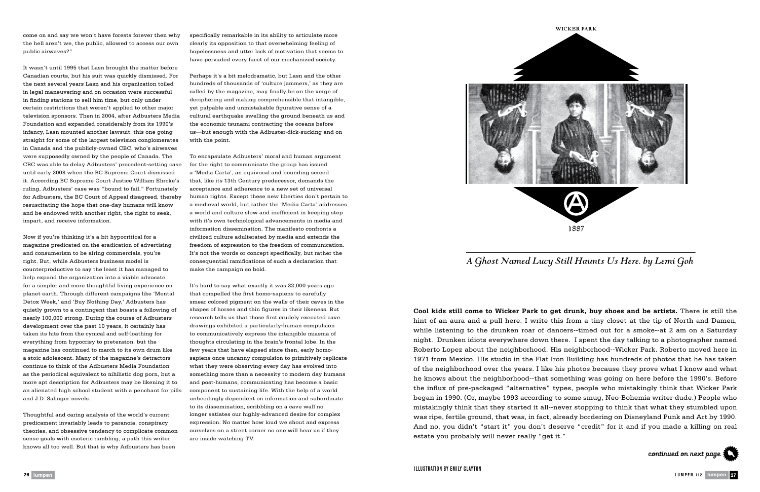come on and say we won't have forests forever then why the hell aren't we, the public, allowed to access our own public airwaves?"

It wasn't until 1995 that Lasn brought the matter before Canadian courts, but his suit was quickly dismissed. For the next several years Lasn and his organization toiled in legal maneuvering and on occasion were successful in finding stations to sell him time, but only under certain restrictions that weren't applied to other major television sponsors. Then in 2004, after Adbusters Media Foundation and expanded considerably from its 1990's infancy, Lasn mounted another lawsuit, this one going straight for some of the largest television conglomerates in Canada and the publicly-owned CBC, who's airwaves were supposedly owned by the people of Canada. The CBC was able to delay Adbusters' precedent-setting case until early 2008 when the BC Supreme Court dismissed it. According BC Supreme Court Justice William Ehrcke's ruling, Adbusters' case was "bound to fail." Fortunately for Adbusters, the BC Court of Appeal disagreed, thereby resuscitating the hope that one-day humans will know and be endowed with another right, the right to seek, impart, and receive information.

Now if you're thinking it's a bit hypocritical for a magazine predicated on the eradication of advertising and consumerism to be airing commercials, you're right. But, while Adbusters business model is counterproductive to say the least it has managed to help expand the organization into a viable advocate for a simpler and more thoughtful living experience on planet earth. Through different campaigns like 'Mental Detox Week,' and 'Buy Nothing Day,' Adbusters has quietly grown to a contingent that boasts a following of nearly 100,000 strong. During the course of Adbusters development over the past 10 years, it certainly has taken its hits from the cynical and self-loathing for everything from hypocrisy to pretension, but the magazine has continued to march to its own drum like a stoic adolescent. Many of the magazine's detractors continue to think of the Adbusters Media Foundation as the periodical equivalent to nihilistic dog porn, but a more apt description for Adbusters may be likening it to an alienated high school student with a penchant for pills and J.D. Salinger novels.

Thoughtful and caring analysis of the world's current predicament invariably leads to paranoia, conspiracy theories, and obsessive tendency to complicate common sense goals with esoteric rambling, a path this writer knows all too well. But that is why Adbusters has been specifically remarkable in its ability to articulate more clearly its opposition to that overwhelming feeling of hopelessness and utter lack of motivation that seems to have pervaded every facet of our mechanized society.

Perhaps it's a bit melodramatic, but Lasn and the other hundreds of thousands of 'culture jammers,' as they are called by the magazine, may finally be on the verge of deciphering and making comprehensible that intangible, yet palpable and unmistakable figurative sense of a cultural earthquake swelling the ground beneath us and the economic tsunami contracting the oceans before us—but enough with the Adbuster-dick-sucking and on with the point.

To encapsulate Adbusters' moral and human argument for the right to communicate the group has issued a 'Media Carta', an equivocal and bounding screed that, like its 13th Century predecessor, demands the acceptance and adherence to a new set of universal human rights. Except these new liberties don't pertain to a medieval world, but rather the 'Media Carta' addresses a world and culture slow and inefficient in keeping step with it's own technological advancements in media and information dissemination. The manifesto confronts a civilized culture adulterated by media and extends the freedom of expression to the freedom of communication. It's not the words or concept specifically, but rather the consequential ramifications of such a declaration that make the campaign so bold.

It's hard to say what exactly it was 32,000 years ago that compelled the first homo-sapiens to carefully smear colored pigment on the walls of their caves in the shapes of horses and thin figures in their likeness. But research tells us that those first crudely executed cave drawings exhibited a particularly-human compulsion to communicatively express the intangible miasma of thoughts circulating in the brain's frontal lobe. In the few years that have elapsed since then, early homo-sapiens once uncanny compulsion to primitively replicate what they were observing every day has evolved into something more than a necessity to modern day humans and post-humans, communicating has become a basic component to sustaining life. With the help of a world unheedingly dependent on information and subordinate to its dissemination, scribbling on a cave wall no longer satiates our highly-advanced desire for complex expression. No matter how loud we shout and express ourselves on a street corner no one will hear us if they are inside watching TV.

WICKER PARK

1887

## *A Ghost Named Lucy Still Haunts Us Here. by Lemi Goh*

**Cool kids still come to Wicker Park to get drunk, buy shoes and be artists.** There is still the hint of an aura and a pull here. I write this from a tiny closet at the tip of North and Damen, while listening to the drunken roar of dancers--timed out for a smoke--at 2 am on a Saturday night. Drunken idiots everywhere down there. I spent the day talking to a photographer named Roberto Lopez about the neighborhood. His neighborhood--Wicker Park. Roberto moved here in 1971 from Mexico. HIs studio in the Flat Iron Building has hundreds of photos that he has taken of the neighborhood over the years. I like his photos because they prove what I know and what he knows about the neighborhood--that something was going on here before the 1990's. Before the influx of pre-packaged "alternative" types, people who mistakingly think that Wicker Park began in 1990. (Or, maybe 1993 according to some smug, Neo-Bohemia writer-dude.) People who mistakingly think that they started it all--never stopping to think that what they stumbled upon was ripe, fertile ground, that was, in fact, already bordering on Disneyland Punk and Art by 1990. And no, you didn't "start it" you don't deserve "credit" for it and if you made a killing on real estate you probably will never really "get it."

*continued on next page*

ILLUSTRATION BY EMILY CLAYTON